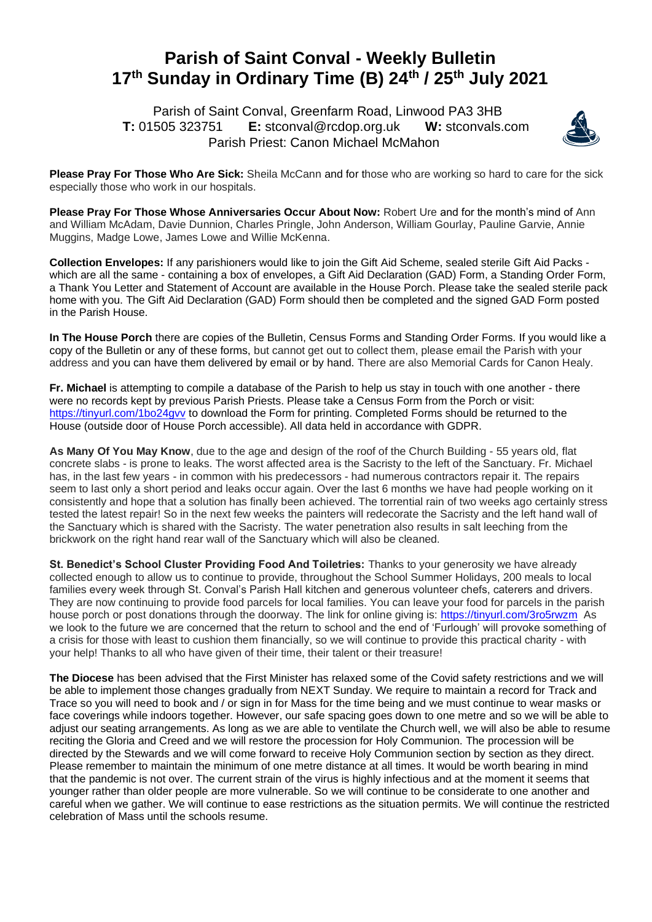# Parish of Saint Conval - Weekly Bulletin
# 17th Sunday in Ordinary Time (B) 24th / 25th July 2021

Parish of Saint Conval, Greenfarm Road, Linwood PA3 3HB
**T:** 01505 323751 **E:** stconval@rcdop.org.uk **W:** stconvals.com
Parish Priest: Canon Michael McMahon

**Please Pray For Those Who Are Sick:** Sheila McCann and for those who are working so hard to care for the sick especially those who work in our hospitals.

**Please Pray For Those Whose Anniversaries Occur About Now:** Robert Ure and for the month's mind of Ann and William McAdam, Davie Dunnion, Charles Pringle, John Anderson, William Gourlay, Pauline Garvie, Annie Muggins, Madge Lowe, James Lowe and Willie McKenna.

**Collection Envelopes:** If any parishioners would like to join the Gift Aid Scheme, sealed sterile Gift Aid Packs - which are all the same - containing a box of envelopes, a Gift Aid Declaration (GAD) Form, a Standing Order Form, a Thank You Letter and Statement of Account are available in the House Porch. Please take the sealed sterile pack home with you. The Gift Aid Declaration (GAD) Form should then be completed and the signed GAD Form posted in the Parish House.

**In The House Porch** there are copies of the Bulletin, Census Forms and Standing Order Forms. If you would like a copy of the Bulletin or any of these forms, but cannot get out to collect them, please email the Parish with your address and you can have them delivered by email or by hand. There are also Memorial Cards for Canon Healy.

**Fr. Michael** is attempting to compile a database of the Parish to help us stay in touch with one another - there were no records kept by previous Parish Priests. Please take a Census Form from the Porch or visit: https://tinyurl.com/1bo24gvv to download the Form for printing. Completed Forms should be returned to the House (outside door of House Porch accessible). All data held in accordance with GDPR.

**As Many Of You May Know**, due to the age and design of the roof of the Church Building - 55 years old, flat concrete slabs - is prone to leaks. The worst affected area is the Sacristy to the left of the Sanctuary. Fr. Michael has, in the last few years - in common with his predecessors - had numerous contractors repair it. The repairs seem to last only a short period and leaks occur again. Over the last 6 months we have had people working on it consistently and hope that a solution has finally been achieved. The torrential rain of two weeks ago certainly stress tested the latest repair! So in the next few weeks the painters will redecorate the Sacristy and the left hand wall of the Sanctuary which is shared with the Sacristy. The water penetration also results in salt leeching from the brickwork on the right hand rear wall of the Sanctuary which will also be cleaned.

**St. Benedict's School Cluster Providing Food And Toiletries:** Thanks to your generosity we have already collected enough to allow us to continue to provide, throughout the School Summer Holidays, 200 meals to local families every week through St. Conval's Parish Hall kitchen and generous volunteer chefs, caterers and drivers. They are now continuing to provide food parcels for local families. You can leave your food for parcels in the parish house porch or post donations through the doorway. The link for online giving is: https://tinyurl.com/3ro5rwzm As we look to the future we are concerned that the return to school and the end of 'Furlough' will provoke something of a crisis for those with least to cushion them financially, so we will continue to provide this practical charity - with your help! Thanks to all who have given of their time, their talent or their treasure!

**The Diocese** has been advised that the First Minister has relaxed some of the Covid safety restrictions and we will be able to implement those changes gradually from NEXT Sunday. We require to maintain a record for Track and Trace so you will need to book and / or sign in for Mass for the time being and we must continue to wear masks or face coverings while indoors together. However, our safe spacing goes down to one metre and so we will be able to adjust our seating arrangements. As long as we are able to ventilate the Church well, we will also be able to resume reciting the Gloria and Creed and we will restore the procession for Holy Communion. The procession will be directed by the Stewards and we will come forward to receive Holy Communion section by section as they direct. Please remember to maintain the minimum of one metre distance at all times. It would be worth bearing in mind that the pandemic is not over. The current strain of the virus is highly infectious and at the moment it seems that younger rather than older people are more vulnerable. So we will continue to be considerate to one another and careful when we gather. We will continue to ease restrictions as the situation permits. We will continue the restricted celebration of Mass until the schools resume.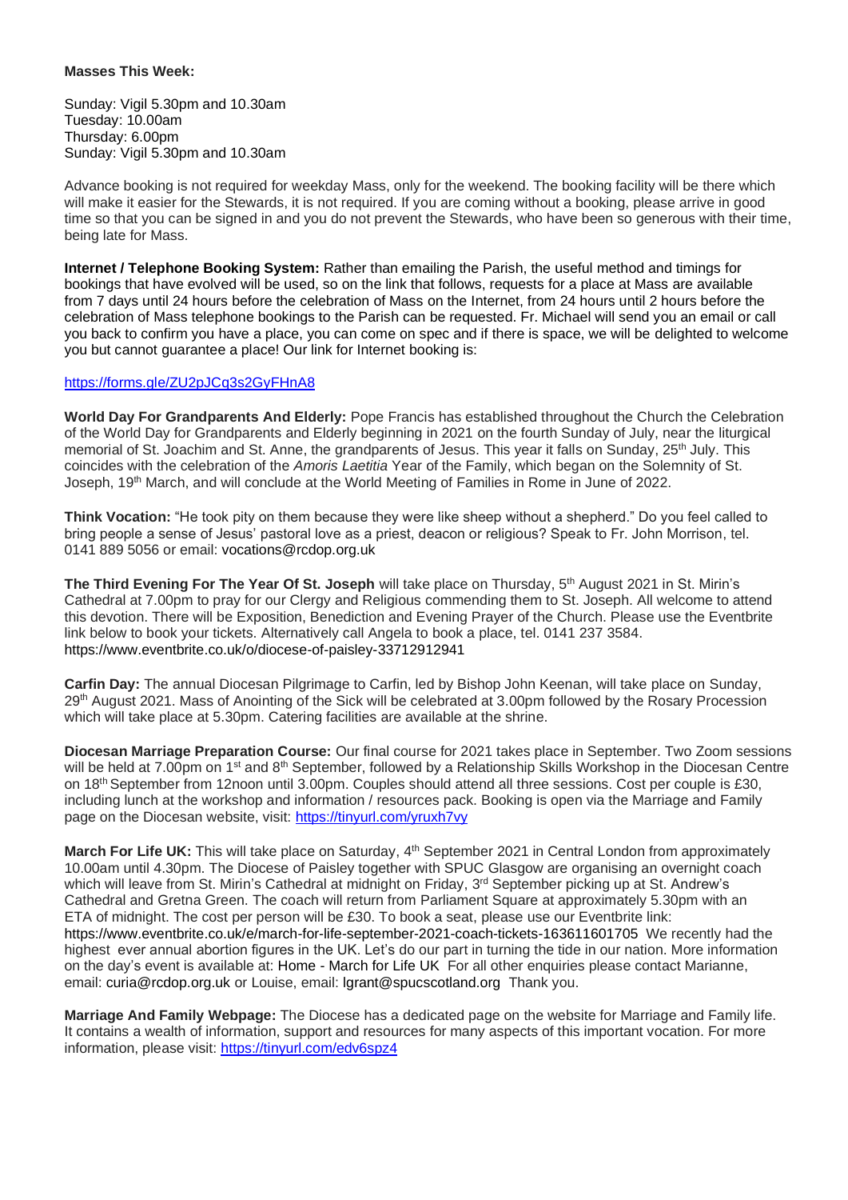**Masses This Week:**

Sunday: Vigil 5.30pm and 10.30am
Tuesday: 10.00am
Thursday: 6.00pm
Sunday: Vigil 5.30pm and 10.30am

Advance booking is not required for weekday Mass, only for the weekend. The booking facility will be there which will make it easier for the Stewards, it is not required. If you are coming without a booking, please arrive in good time so that you can be signed in and you do not prevent the Stewards, who have been so generous with their time, being late for Mass.

**Internet / Telephone Booking System:** Rather than emailing the Parish, the useful method and timings for bookings that have evolved will be used, so on the link that follows, requests for a place at Mass are available from 7 days until 24 hours before the celebration of Mass on the Internet, from 24 hours until 2 hours before the celebration of Mass telephone bookings to the Parish can be requested. Fr. Michael will send you an email or call you back to confirm you have a place, you can come on spec and if there is space, we will be delighted to welcome you but cannot guarantee a place! Our link for Internet booking is:

https://forms.gle/ZU2pJCq3s2GyFHnA8

**World Day For Grandparents And Elderly:** Pope Francis has established throughout the Church the Celebration of the World Day for Grandparents and Elderly beginning in 2021 on the fourth Sunday of July, near the liturgical memorial of St. Joachim and St. Anne, the grandparents of Jesus. This year it falls on Sunday, 25th July. This coincides with the celebration of the *Amoris Laetitia* Year of the Family, which began on the Solemnity of St. Joseph, 19th March, and will conclude at the World Meeting of Families in Rome in June of 2022.

**Think Vocation:** "He took pity on them because they were like sheep without a shepherd." Do you feel called to bring people a sense of Jesus' pastoral love as a priest, deacon or religious? Speak to Fr. John Morrison, tel. 0141 889 5056 or email: vocations@rcdop.org.uk

**The Third Evening For The Year Of St. Joseph** will take place on Thursday, 5th August 2021 in St. Mirin's Cathedral at 7.00pm to pray for our Clergy and Religious commending them to St. Joseph. All welcome to attend this devotion. There will be Exposition, Benediction and Evening Prayer of the Church. Please use the Eventbrite link below to book your tickets. Alternatively call Angela to book a place, tel. 0141 237 3584. https://www.eventbrite.co.uk/o/diocese-of-paisley-33712912941

**Carfin Day:** The annual Diocesan Pilgrimage to Carfin, led by Bishop John Keenan, will take place on Sunday, 29th August 2021. Mass of Anointing of the Sick will be celebrated at 3.00pm followed by the Rosary Procession which will take place at 5.30pm. Catering facilities are available at the shrine.

**Diocesan Marriage Preparation Course:** Our final course for 2021 takes place in September. Two Zoom sessions will be held at 7.00pm on 1st and 8th September, followed by a Relationship Skills Workshop in the Diocesan Centre on 18th September from 12noon until 3.00pm. Couples should attend all three sessions. Cost per couple is £30, including lunch at the workshop and information / resources pack. Booking is open via the Marriage and Family page on the Diocesan website, visit: https://tinyurl.com/yruxh7vy

**March For Life UK:** This will take place on Saturday, 4th September 2021 in Central London from approximately 10.00am until 4.30pm. The Diocese of Paisley together with SPUC Glasgow are organising an overnight coach which will leave from St. Mirin's Cathedral at midnight on Friday, 3rd September picking up at St. Andrew's Cathedral and Gretna Green. The coach will return from Parliament Square at approximately 5.30pm with an ETA of midnight. The cost per person will be £30. To book a seat, please use our Eventbrite link: https://www.eventbrite.co.uk/e/march-for-life-september-2021-coach-tickets-163611601705 We recently had the highest ever annual abortion figures in the UK. Let's do our part in turning the tide in our nation. More information on the day's event is available at: Home - March for Life UK For all other enquiries please contact Marianne, email: curia@rcdop.org.uk or Louise, email: lgrant@spucscotland.org Thank you.

**Marriage And Family Webpage:** The Diocese has a dedicated page on the website for Marriage and Family life. It contains a wealth of information, support and resources for many aspects of this important vocation. For more information, please visit: https://tinyurl.com/edv6spz4